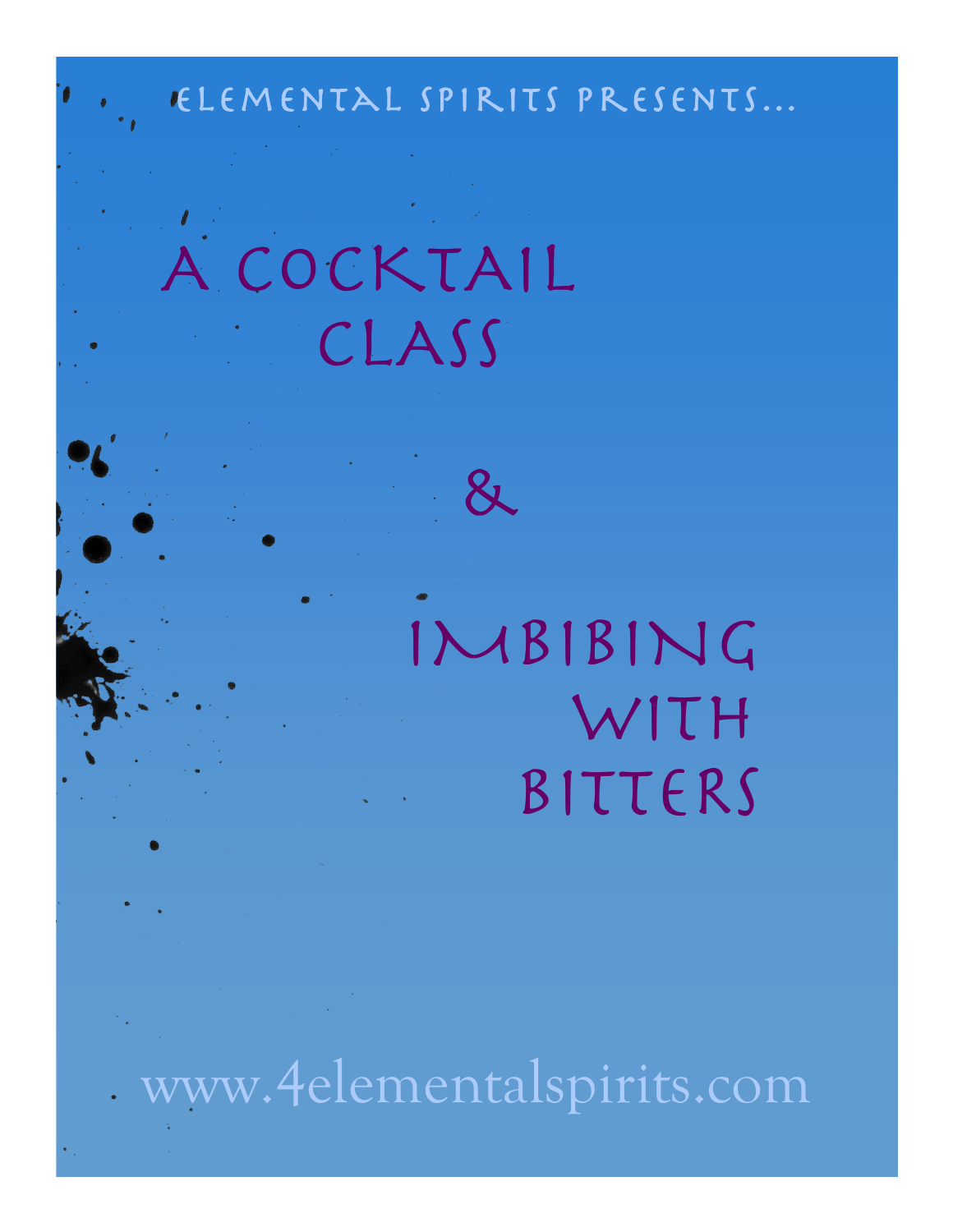Elemental Spirits Presents...

# A Cocktail Class

# &

# Imbibing with Bitters

www.4elementalspirits.com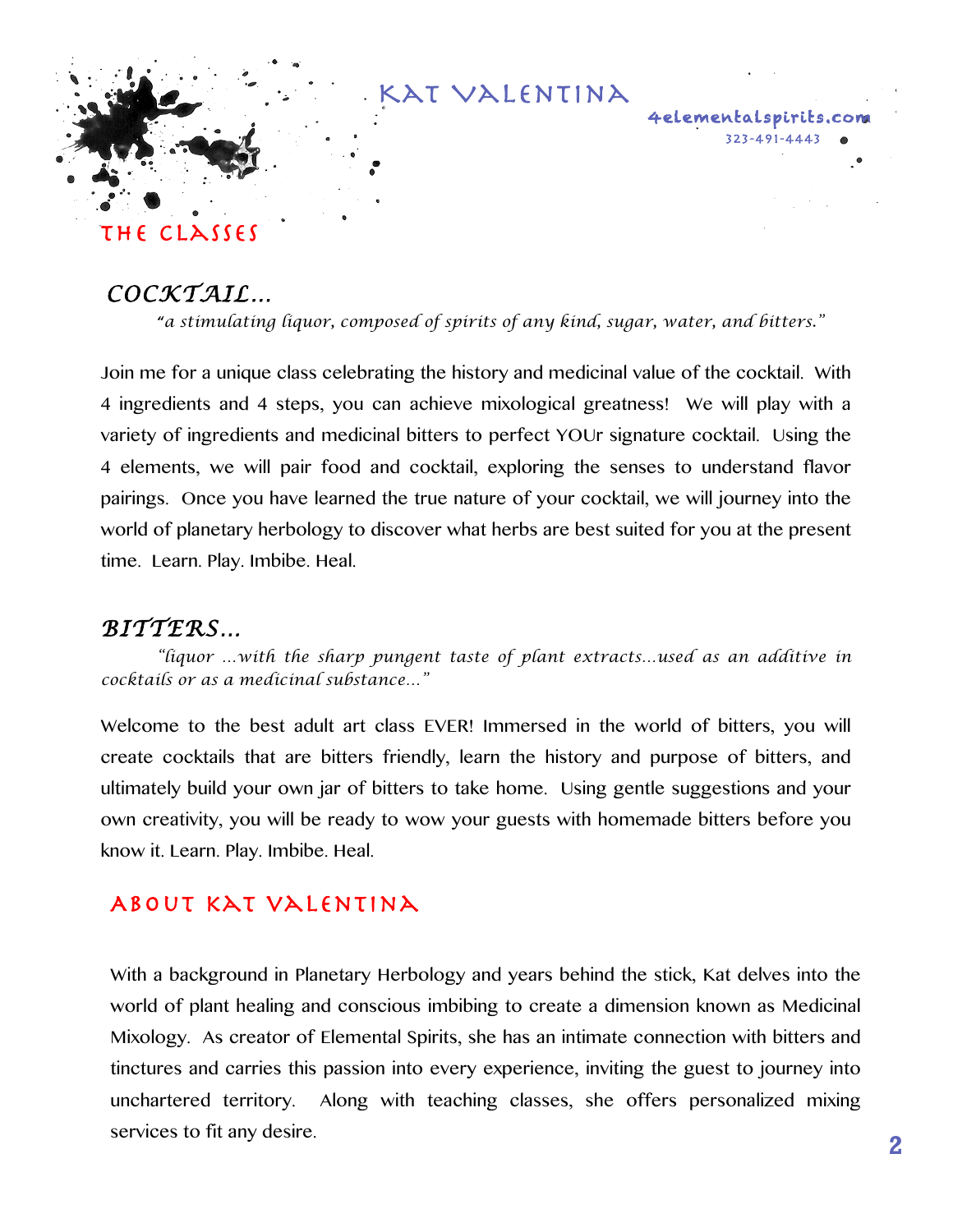# KAT VALENTINA

4elementalspirits.com
323-491-4443

## THE CLASSES

### COCKTAIL…

*"a stimulating liquor, composed of spirits of any kind, sugar, water, and bitters."*

Join me for a unique class celebrating the history and medicinal value of the cocktail. With 4 ingredients and 4 steps, you can achieve mixological greatness! We will play with a variety of ingredients and medicinal bitters to perfect YOUr signature cocktail. Using the 4 elements, we will pair food and cocktail, exploring the senses to understand flavor pairings. Once you have learned the true nature of your cocktail, we will journey into the world of planetary herbology to discover what herbs are best suited for you at the present time. Learn. Play. Imbibe. Heal.

### BITTERS…

*"liquor …with the sharp pungent taste of plant extracts…used as an additive in cocktails or as a medicinal substance…"*

Welcome to the best adult art class EVER! Immersed in the world of bitters, you will create cocktails that are bitters friendly, learn the history and purpose of bitters, and ultimately build your own jar of bitters to take home. Using gentle suggestions and your own creativity, you will be ready to wow your guests with homemade bitters before you know it. Learn. Play. Imbibe. Heal.

## ABOUT KAT VALENTINA

With a background in Planetary Herbology and years behind the stick, Kat delves into the world of plant healing and conscious imbibing to create a dimension known as Medicinal Mixology. As creator of Elemental Spirits, she has an intimate connection with bitters and tinctures and carries this passion into every experience, inviting the guest to journey into unchartered territory. Along with teaching classes, she offers personalized mixing services to fit any desire.